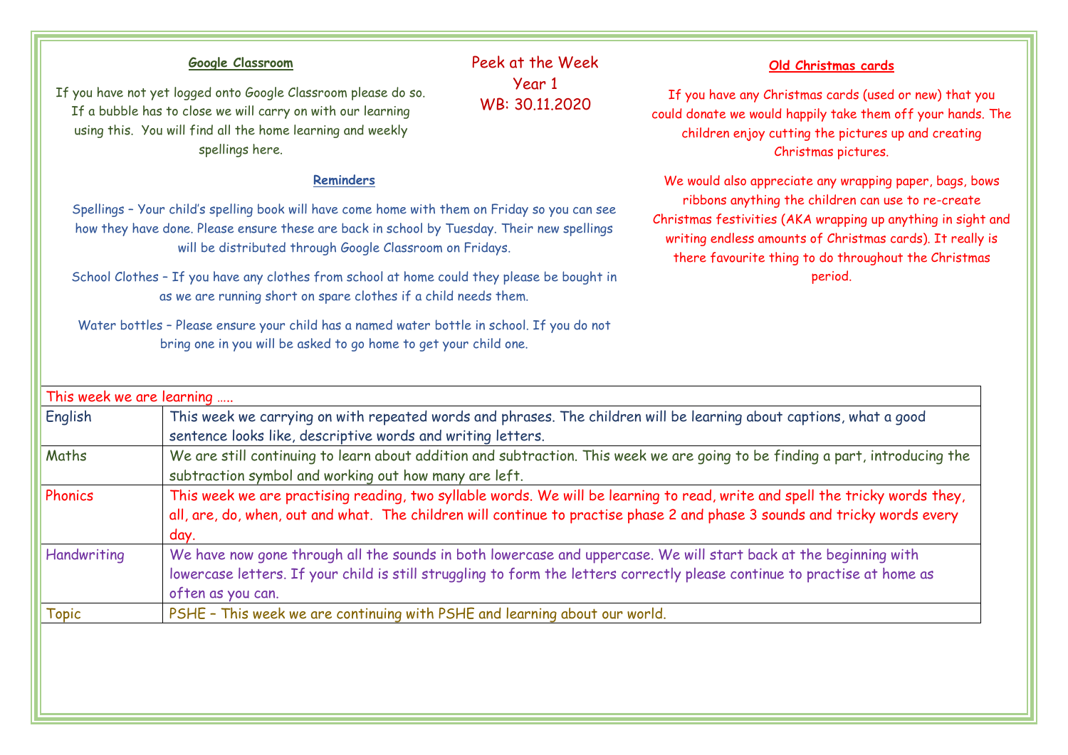# Peek at the Week
## Year 1
## WB: 30.11.2020

### Google Classroom

If you have not yet logged onto Google Classroom please do so. If a bubble has to close we will carry on with our learning using this. You will find all the home learning and weekly spellings here.

### Reminders

Spellings – Your child's spelling book will have come home with them on Friday so you can see how they have done. Please ensure these are back in school by Tuesday. Their new spellings will be distributed through Google Classroom on Fridays.

School Clothes – If you have any clothes from school at home could they please be bought in as we are running short on spare clothes if a child needs them.

Water bottles – Please ensure your child has a named water bottle in school. If you do not bring one in you will be asked to go home to get your child one.

### Old Christmas cards

If you have any Christmas cards (used or new) that you could donate we would happily take them off your hands. The children enjoy cutting the pictures up and creating Christmas pictures.

We would also appreciate any wrapping paper, bags, bows ribbons anything the children can use to re-create Christmas festivities (AKA wrapping up anything in sight and writing endless amounts of Christmas cards). It really is there favourite thing to do throughout the Christmas period.

| This week we are learning ….. | |
|---|---|
| English | This week we carrying on with repeated words and phrases. The children will be learning about captions, what a good sentence looks like, descriptive words and writing letters. |
| Maths | We are still continuing to learn about addition and subtraction. This week we are going to be finding a part, introducing the subtraction symbol and working out how many are left. |
| Phonics | This week we are practising reading, two syllable words. We will be learning to read, write and spell the tricky words they, all, are, do, when, out and what. The children will continue to practise phase 2 and phase 3 sounds and tricky words every day. |
| Handwriting | We have now gone through all the sounds in both lowercase and uppercase. We will start back at the beginning with lowercase letters. If your child is still struggling to form the letters correctly please continue to practise at home as often as you can. |
| Topic | PSHE – This week we are continuing with PSHE and learning about our world. |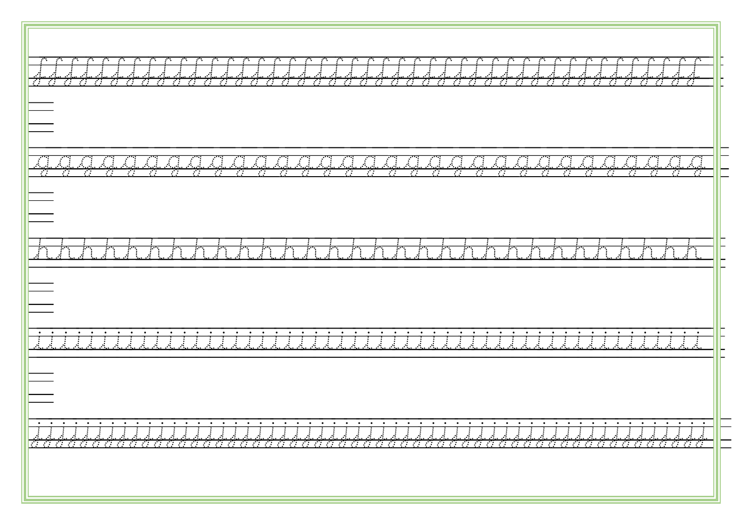f f f f f f f f f f f f f f f f f f f f f f f f f f f f f f f f f f f f f

g g g g g g g g g g g g g g g g g g g g g g g g g g g g g g g g

h h h h h h h h h h h h h h h h h h h h h h h h h h h

i i i i i i i i i i i i i i i i i i i i i i i i i i i i i i i i i i i i i i i i i

j j j j j j j j j j j j j j j j j j j j j j j j j j j j j j j j j j j j j j j j j j j j j j j j j j